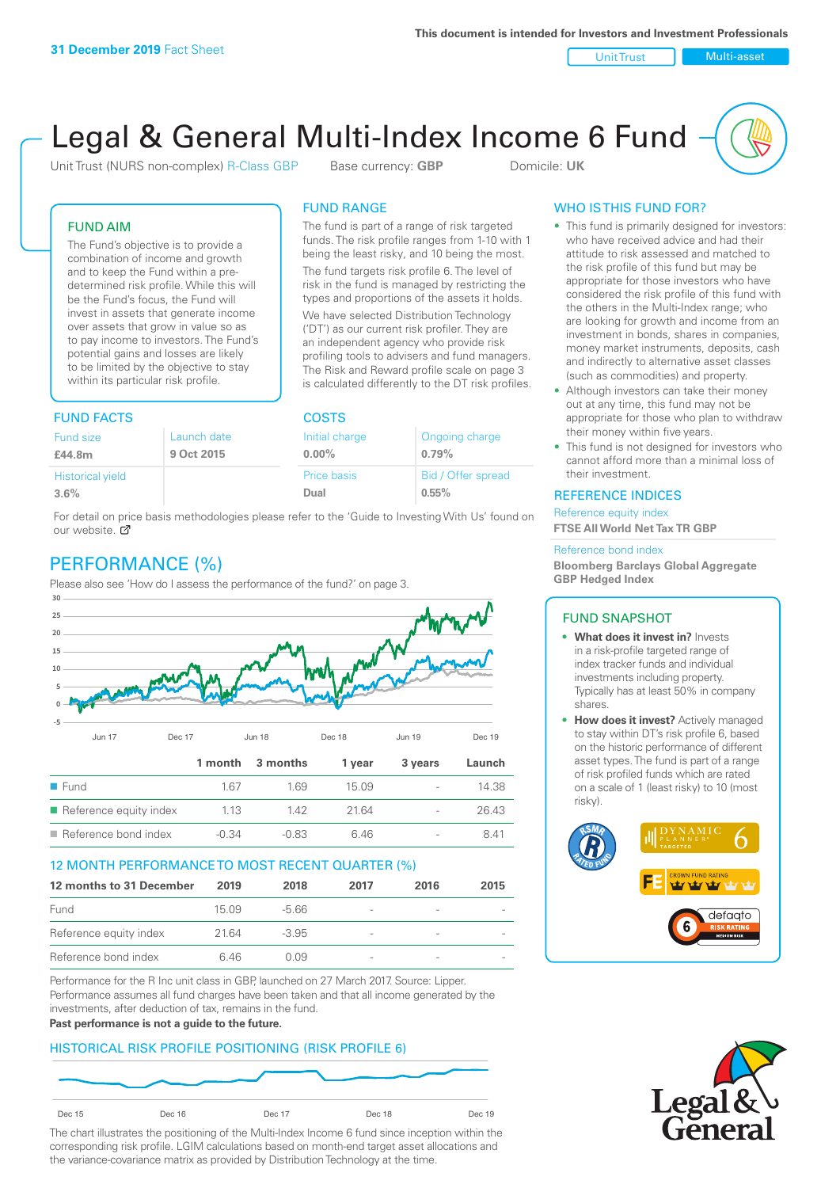This document is intended for Investors and Investment Professionals

**31 December 2019** Fact Sheet

Unit Trust | Multi-asset

# Legal & General Multi-Index Income 6 Fund

Unit Trust (NURS non-complex) R-Class GBP Base currency: **GBP** Domicile: **UK**

## FUND AIM

The Fund's objective is to provide a combination of income and growth and to keep the Fund within a pre-determined risk profile. While this will be the Fund's focus, the Fund will invest in assets that generate income over assets that grow in value so as to pay income to investors. The Fund's potential gains and losses are likely to be limited by the objective to stay within its particular risk profile.

## FUND RANGE

The fund is part of a range of risk targeted funds. The risk profile ranges from 1-10 with 1 being the least risky, and 10 being the most.

The fund targets risk profile 6. The level of risk in the fund is managed by restricting the types and proportions of the assets it holds. We have selected Distribution Technology ('DT') as our current risk profiler. They are an independent agency who provide risk profiling tools to advisers and fund managers. The Risk and Reward profile scale on page 3 is calculated differently to the DT risk profiles.

## WHO IS THIS FUND FOR?

- This fund is primarily designed for investors: who have received advice and had their attitude to risk assessed and matched to the risk profile of this fund but may be appropriate for those investors who have considered the risk profile of this fund with the others in the Multi-Index range; who are looking for growth and income from an investment in bonds, shares in companies, money market instruments, deposits, cash and indirectly to alternative asset classes (such as commodities) and property.
- Although investors can take their money out at any time, this fund may not be appropriate for those who plan to withdraw their money within five years.
- This fund is not designed for investors who cannot afford more than a minimal loss of their investment.

## FUND FACTS

| Fund size | Launch date |
|---|---|
| **£44.8m** | **9 Oct 2015** |
| Historical yield | |
| **3.6%** | |

## COSTS

| Initial charge | Ongoing charge |
|---|---|
| **0.00%** | **0.79%** |
| Price basis | Bid / Offer spread |
| **Dual** | **0.55%** |

For detail on price basis methodologies please refer to the 'Guide to Investing With Us' found on our website.

## REFERENCE INDICES

Reference equity index
**FTSE All World Net Tax TR GBP**

Reference bond index
**Bloomberg Barclays Global Aggregate GBP Hedged Index**

## PERFORMANCE (%)

Please also see 'How do I assess the performance of the fund?' on page 3.

| | 1 month | 3 months | 1 year | 3 years | Launch |
|---|---|---|---|---|---|
| Fund | 1.67 | 1.69 | 15.09 | - | 14.38 |
| Reference equity index | 1.13 | 1.42 | 21.64 | - | 26.43 |
| Reference bond index | -0.34 | -0.83 | 6.46 | - | 8.41 |

## 12 MONTH PERFORMANCE TO MOST RECENT QUARTER (%)

| 12 months to 31 December | 2019 | 2018 | 2017 | 2016 | 2015 |
|---|---|---|---|---|---|
| Fund | 15.09 | -5.66 | - | - | - |
| Reference equity index | 21.64 | -3.95 | - | - | - |
| Reference bond index | 6.46 | 0.09 | - | - | - |

Performance for the R Inc unit class in GBP, launched on 27 March 2017. Source: Lipper. Performance assumes all fund charges have been taken and that all income generated by the investments, after deduction of tax, remains in the fund.

**Past performance is not a guide to the future.**

## FUND SNAPSHOT

- **What does it invest in?** Invests in a risk-profile targeted range of index tracker funds and individual investments including property. Typically has at least 50% in company shares.
- **How does it invest?** Actively managed to stay within DT's risk profile 6, based on the historic performance of different asset types. The fund is part of a range of risk profiled funds which are rated on a scale of 1 (least risky) to 10 (most risky).

## HISTORICAL RISK PROFILE POSITIONING (RISK PROFILE 6)

The chart illustrates the positioning of the Multi-Index Income 6 fund since inception within the corresponding risk profile. LGIM calculations based on month-end target asset allocations and the variance-covariance matrix as provided by Distribution Technology at the time.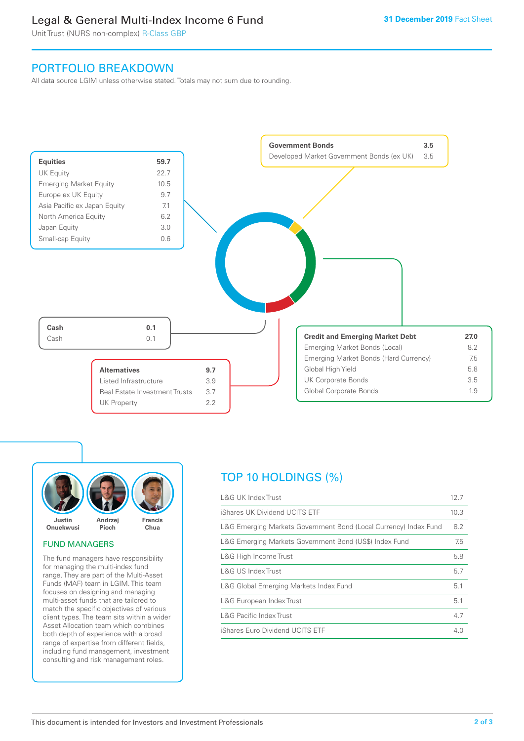# Legal & General Multi-Index Income 6 Fund

Unit Trust (NURS non-complex) R-Class GBP

**31 December 2019** Fact Sheet

## PORTFOLIO BREAKDOWN

All data source LGIM unless otherwise stated. Totals may not sum due to rounding.

| **Equities** | **59.7** |
|---|---|
| UK Equity | 22.7 |
| Emerging Market Equity | 10.5 |
| Europe ex UK Equity | 9.7 |
| Asia Pacific ex Japan Equity | 7.1 |
| North America Equity | 6.2 |
| Japan Equity | 3.0 |
| Small-cap Equity | 0.6 |

| **Government Bonds** | **3.5** |
|---|---|
| Developed Market Government Bonds (ex UK) | 3.5 |

| **Cash** | **0.1** |
|---|---|
| Cash | 0.1 |

| **Alternatives** | **9.7** |
|---|---|
| Listed Infrastructure | 3.9 |
| Real Estate Investment Trusts | 3.7 |
| UK Property | 2.2 |

| **Credit and Emerging Market Debt** | **27.0** |
|---|---|
| Emerging Market Bonds (Local) | 8.2 |
| Emerging Market Bonds (Hard Currency) | 7.5 |
| Global High Yield | 5.8 |
| UK Corporate Bonds | 3.5 |
| Global Corporate Bonds | 1.9 |

**Justin Onuekwusi** **Andrzej Pioch** **Francis Chua**

### FUND MANAGERS

The fund managers have responsibility for managing the multi-index fund range. They are part of the Multi-Asset Funds (MAF) team in LGIM. This team focuses on designing and managing multi-asset funds that are tailored to match the specific objectives of various client types. The team sits within a wider Asset Allocation team which combines both depth of experience with a broad range of expertise from different fields, including fund management, investment consulting and risk management roles.

## TOP 10 HOLDINGS (%)

| | |
|---|---|
| L&G UK Index Trust | 12.7 |
| iShares UK Dividend UCITS ETF | 10.3 |
| L&G Emerging Markets Government Bond (Local Currency) Index Fund | 8.2 |
| L&G Emerging Markets Government Bond (US$) Index Fund | 7.5 |
| L&G High Income Trust | 5.8 |
| L&G US Index Trust | 5.7 |
| L&G Global Emerging Markets Index Fund | 5.1 |
| L&G European Index Trust | 5.1 |
| L&G Pacific Index Trust | 4.7 |
| iShares Euro Dividend UCITS ETF | 4.0 |

This document is intended for Investors and Investment Professionals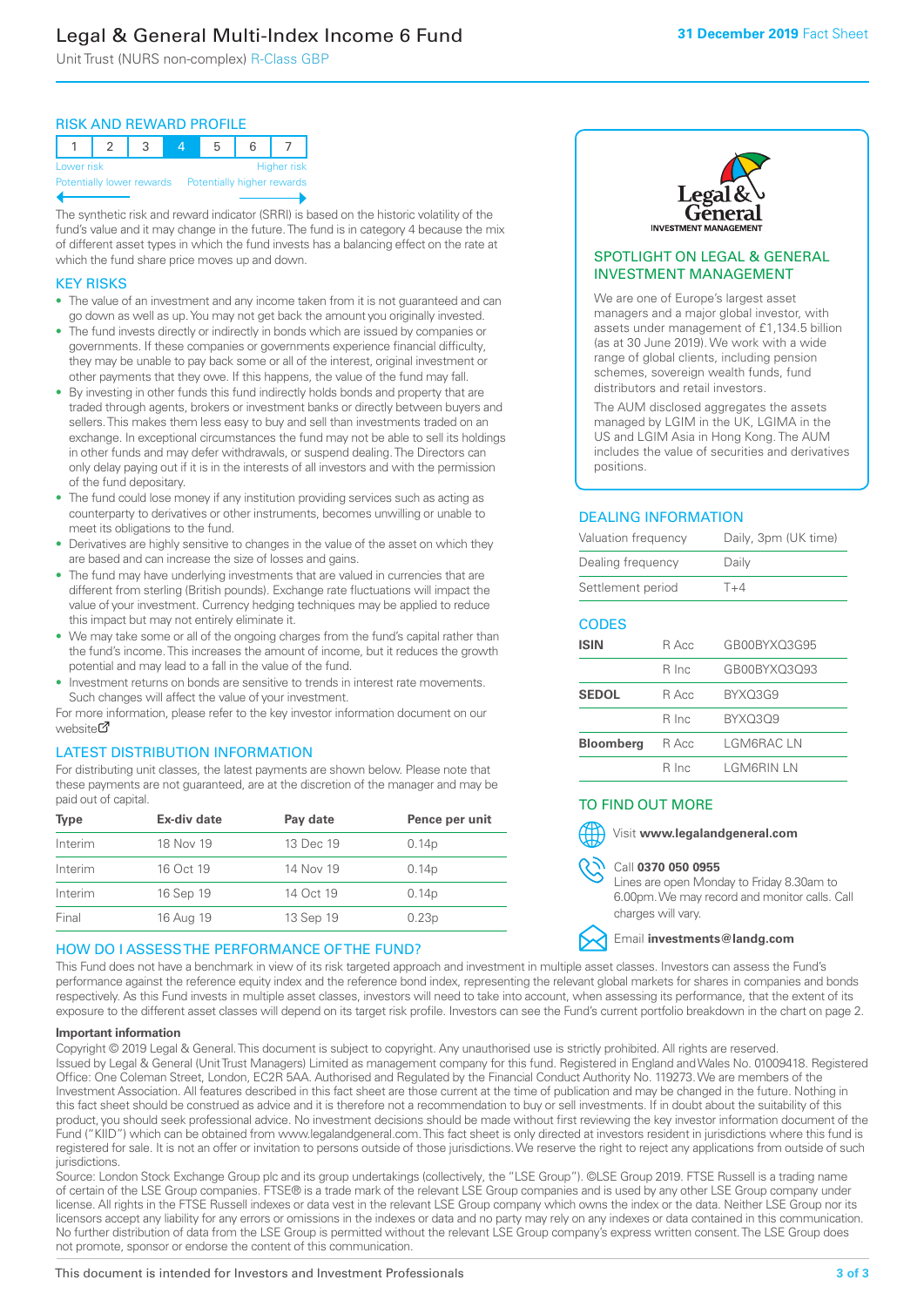# Legal & General Multi-Index Income 6 Fund

Unit Trust (NURS non-complex) R-Class GBP

31 December 2019 Fact Sheet

## RISK AND REWARD PROFILE

| 1 | 2 | 3 | 4 | 5 | 6 | 7 |
|---|---|---|---|---|---|---|

Lower risk — Higher risk

Potentially lower rewards — Potentially higher rewards

The synthetic risk and reward indicator (SRRI) is based on the historic volatility of the fund's value and it may change in the future. The fund is in category 4 because the mix of different asset types in which the fund invests has a balancing effect on the rate at which the fund share price moves up and down.

## KEY RISKS

- The value of an investment and any income taken from it is not guaranteed and can go down as well as up. You may not get back the amount you originally invested.
- The fund invests directly or indirectly in bonds which are issued by companies or governments. If these companies or governments experience financial difficulty, they may be unable to pay back some or all of the interest, original investment or other payments that they owe. If this happens, the value of the fund may fall.
- By investing in other funds this fund indirectly holds bonds and property that are traded through agents, brokers or investment banks or directly between buyers and sellers. This makes them less easy to buy and sell than investments traded on an exchange. In exceptional circumstances the fund may not be able to sell its holdings in other funds and may defer withdrawals, or suspend dealing. The Directors can only delay paying out if it is in the interests of all investors and with the permission of the fund depositary.
- The fund could lose money if any institution providing services such as acting as counterparty to derivatives or other instruments, becomes unwilling or unable to meet its obligations to the fund.
- Derivatives are highly sensitive to changes in the value of the asset on which they are based and can increase the size of losses and gains.
- The fund may have underlying investments that are valued in currencies that are different from sterling (British pounds). Exchange rate fluctuations will impact the value of your investment. Currency hedging techniques may be applied to reduce this impact but may not entirely eliminate it.
- We may take some or all of the ongoing charges from the fund's capital rather than the fund's income. This increases the amount of income, but it reduces the growth potential and may lead to a fall in the value of the fund.
- Investment returns on bonds are sensitive to trends in interest rate movements. Such changes will affect the value of your investment.

For more information, please refer to the key investor information document on our website

## LATEST DISTRIBUTION INFORMATION

For distributing unit classes, the latest payments are shown below. Please note that these payments are not guaranteed, are at the discretion of the manager and may be paid out of capital.

| Type | Ex-div date | Pay date | Pence per unit |
|---|---|---|---|
| Interim | 18 Nov 19 | 13 Dec 19 | 0.14p |
| Interim | 16 Oct 19 | 14 Nov 19 | 0.14p |
| Interim | 16 Sep 19 | 14 Oct 19 | 0.14p |
| Final | 16 Aug 19 | 13 Sep 19 | 0.23p |

## SPOTLIGHT ON LEGAL & GENERAL INVESTMENT MANAGEMENT

We are one of Europe's largest asset managers and a major global investor, with assets under management of £1,134.5 billion (as at 30 June 2019). We work with a wide range of global clients, including pension schemes, sovereign wealth funds, fund distributors and retail investors.

The AUM disclosed aggregates the assets managed by LGIM in the UK, LGIMA in the US and LGIM Asia in Hong Kong. The AUM includes the value of securities and derivatives positions.

## DEALING INFORMATION

| | |
|---|---|
| Valuation frequency | Daily, 3pm (UK time) |
| Dealing frequency | Daily |
| Settlement period | T+4 |

## CODES

| | | |
|---|---|---|
| **ISIN** | R Acc | GB00BYXQ3G95 |
| | R Inc | GB00BYXQ3Q93 |
| **SEDOL** | R Acc | BYXQ3G9 |
| | R Inc | BYXQ3Q9 |
| **Bloomberg** | R Acc | LGM6RAC LN |
| | R Inc | LGM6RIN LN |

## TO FIND OUT MORE

Visit **www.legalandgeneral.com**

Call **0370 050 0955**
Lines are open Monday to Friday 8.30am to 6.00pm. We may record and monitor calls. Call charges will vary.

Email **investments@landg.com**

## HOW DO I ASSESS THE PERFORMANCE OF THE FUND?

This Fund does not have a benchmark in view of its risk targeted approach and investment in multiple asset classes. Investors can assess the Fund's performance against the reference equity index and the reference bond index, representing the relevant global markets for shares in companies and bonds respectively. As this Fund invests in multiple asset classes, investors will need to take into account, when assessing its performance, that the extent of its exposure to the different asset classes will depend on its target risk profile. Investors can see the Fund's current portfolio breakdown in the chart on page 2.

#### Important information

Copyright © 2019 Legal & General. This document is subject to copyright. Any unauthorised use is strictly prohibited. All rights are reserved.

Issued by Legal & General (Unit Trust Managers) Limited as management company for this fund. Registered in England and Wales No. 01009418. Registered Office: One Coleman Street, London, EC2R 5AA. Authorised and Regulated by the Financial Conduct Authority No. 119273. We are members of the Investment Association. All features described in this fact sheet are those current at the time of publication and may be changed in the future. Nothing in this fact sheet should be construed as advice and it is therefore not a recommendation to buy or sell investments. If in doubt about the suitability of this product, you should seek professional advice. No investment decisions should be made without first reviewing the key investor information document of the Fund ("KIID") which can be obtained from www.legalandgeneral.com. This fact sheet is only directed at investors resident in jurisdictions where this fund is registered for sale. It is not an offer or invitation to persons outside of those jurisdictions. We reserve the right to reject any applications from outside of such jurisdictions.

Source: London Stock Exchange Group plc and its group undertakings (collectively, the "LSE Group"). ©LSE Group 2019. FTSE Russell is a trading name of certain of the LSE Group companies. FTSE® is a trade mark of the relevant LSE Group companies and is used by any other LSE Group company under license. All rights in the FTSE Russell indexes or data vest in the relevant LSE Group company which owns the index or the data. Neither LSE Group nor its licensors accept any liability for any errors or omissions in the indexes or data and no party may rely on any indexes or data contained in this communication. No further distribution of data from the LSE Group is permitted without the relevant LSE Group company's express written consent. The LSE Group does not promote, sponsor or endorse the content of this communication.

This document is intended for Investors and Investment Professionals